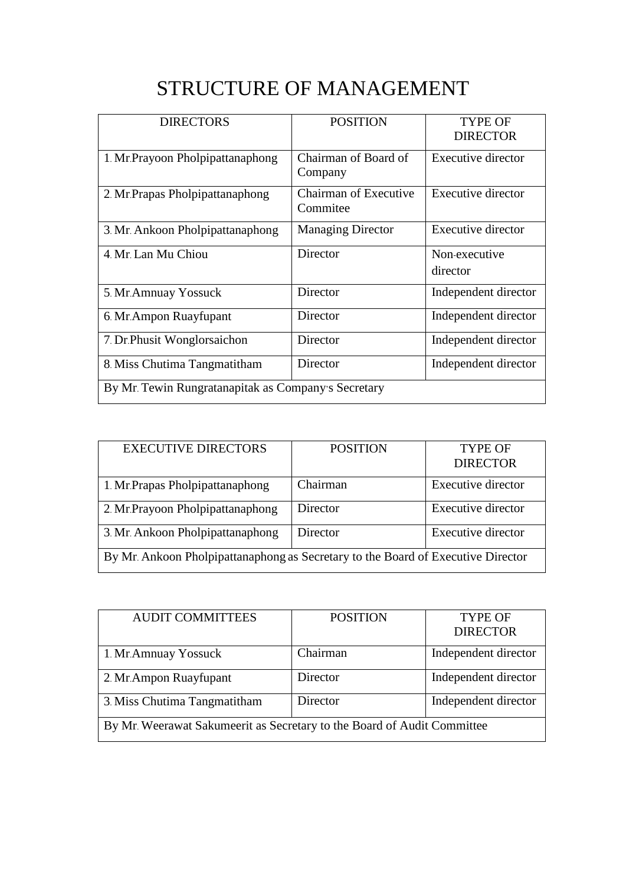# STRUCTURE OF MANAGEMENT

| DIRECTORS | POSITION | TYPE OF DIRECTOR |
|---|---|---|
| 1. Mr.Prayoon Pholpipattanaphong | Chairman of Board of Company | Executive director |
| 2. Mr.Prapas Pholpipattanaphong | Chairman of Executive Commitee | Executive director |
| 3. Mr. Ankoon Pholpipattanaphong | Managing Director | Executive director |
| 4. Mr. Lan Mu Chiou | Director | Non-executive director |
| 5. Mr.Amnuay Yossuck | Director | Independent director |
| 6. Mr.Ampon Ruayfupant | Director | Independent director |
| 7. Dr.Phusit Wonglorsaichon | Director | Independent director |
| 8. Miss Chutima Tangmatitham | Director | Independent director |
| By Mr. Tewin Rungratanapitak as Company's Secretary | | |

| EXECUTIVE DIRECTORS | POSITION | TYPE OF DIRECTOR |
|---|---|---|
| 1. Mr.Prapas Pholpipattanaphong | Chairman | Executive director |
| 2. Mr.Prayoon Pholpipattanaphong | Director | Executive director |
| 3. Mr. Ankoon Pholpipattanaphong | Director | Executive director |
| By Mr. Ankoon Pholpipattanaphong as Secretary to the Board of Executive Director | | |

| AUDIT COMMITTEES | POSITION | TYPE OF DIRECTOR |
|---|---|---|
| 1. Mr.Amnuay Yossuck | Chairman | Independent director |
| 2. Mr.Ampon Ruayfupant | Director | Independent director |
| 3. Miss Chutima Tangmatitham | Director | Independent director |
| By Mr. Weerawat Sakumeerit as Secretary to the Board of Audit Committee | | |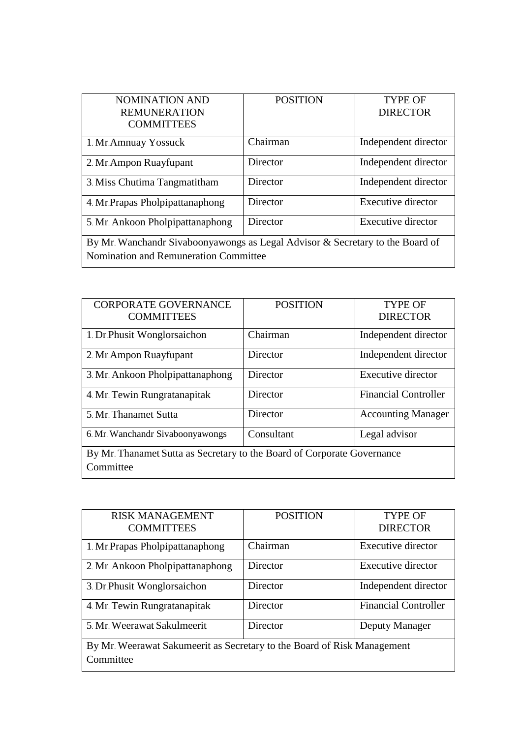| NOMINATION AND REMUNERATION COMMITTEES | POSITION | TYPE OF DIRECTOR |
| --- | --- | --- |
| 1. Mr.Amnuay Yossuck | Chairman | Independent director |
| 2. Mr.Ampon Ruayfupant | Director | Independent director |
| 3. Miss Chutima Tangmatitham | Director | Independent director |
| 4. Mr.Prapas Pholpipattanaphong | Director | Executive director |
| 5. Mr. Ankoon Pholpipattanaphong | Director | Executive director |
| By Mr. Wanchandr Sivaboonyawongs as Legal Advisor & Secretary to the Board of Nomination and Remuneration Committee | | |

| CORPORATE GOVERNANCE COMMITTEES | POSITION | TYPE OF DIRECTOR |
| --- | --- | --- |
| 1. Dr.Phusit Wonglorsaichon | Chairman | Independent director |
| 2. Mr.Ampon Ruayfupant | Director | Independent director |
| 3. Mr. Ankoon Pholpipattanaphong | Director | Executive director |
| 4. Mr. Tewin Rungratanapitak | Director | Financial Controller |
| 5. Mr. Thanamet Sutta | Director | Accounting Manager |
| 6. Mr. Wanchandr Sivaboonyawongs | Consultant | Legal advisor |
| By Mr. Thanamet Sutta as Secretary to the Board of Corporate Governance Committee | | |

| RISK MANAGEMENT COMMITTEES | POSITION | TYPE OF DIRECTOR |
| --- | --- | --- |
| 1. Mr.Prapas Pholpipattanaphong | Chairman | Executive director |
| 2. Mr. Ankoon Pholpipattanaphong | Director | Executive director |
| 3. Dr.Phusit Wonglorsaichon | Director | Independent director |
| 4. Mr. Tewin Rungratanapitak | Director | Financial Controller |
| 5. Mr. Weerawat Sakulmeerit | Director | Deputy Manager |
| By Mr. Weerawat Sakumeerit as Secretary to the Board of Risk Management Committee | | |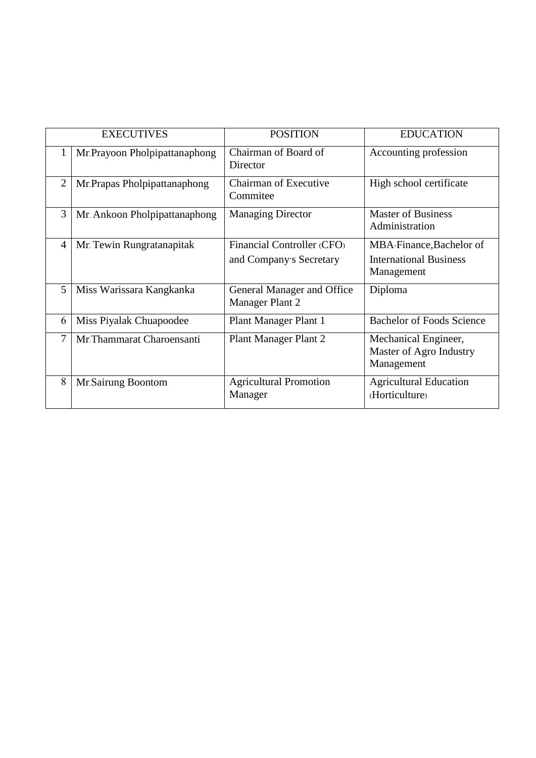| EXECUTIVES | | POSITION | EDUCATION |
|---|---|---|---|
| 1 | Mr.Prayoon Pholpipattanaphong | Chairman of Board of Director | Accounting profession |
| 2 | Mr.Prapas Pholpipattanaphong | Chairman of Executive Commitee | High school certificate |
| 3 | Mr. Ankoon Pholpipattanaphong | Managing Director | Master of Business Administration |
| 4 | Mr. Tewin Rungratanapitak | Financial Controller (CFO) and Company's Secretary | MBA-Finance,Bachelor of International Business Management |
| 5 | Miss Warissara Kangkanka | General Manager and Office Manager Plant 2 | Diploma |
| 6 | Miss Piyalak Chuapoodee | Plant Manager Plant 1 | Bachelor of Foods Science |
| 7 | Mr.Thammarat Charoensanti | Plant Manager Plant 2 | Mechanical Engineer, Master of Agro Industry Management |
| 8 | Mr.Sairung Boontom | Agricultural Promotion Manager | Agricultural Education (Horticulture) |